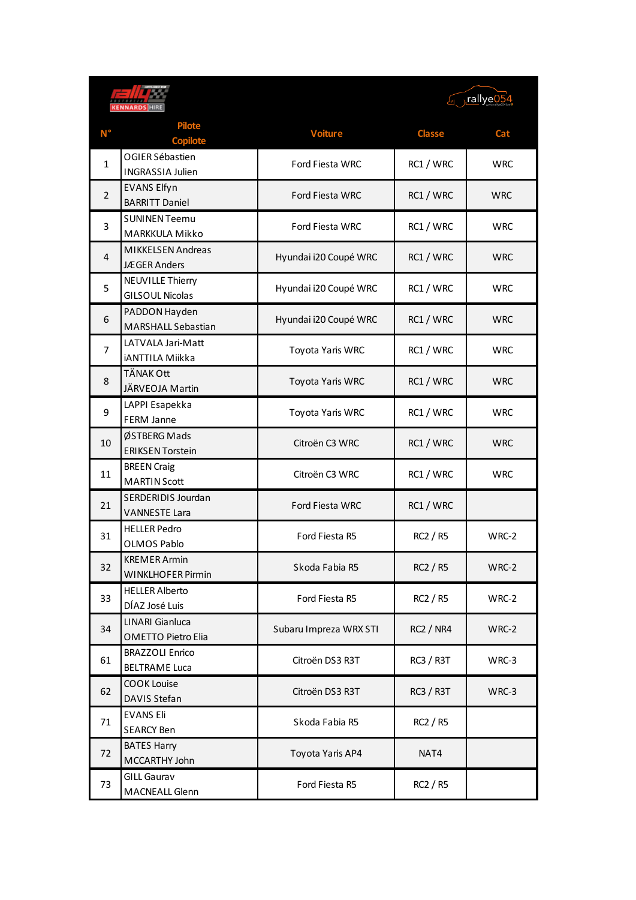| N° | Pilote<br>Copilote | Voiture | Classe | Cat |
|---|---|---|---|---|
| 1 | OGIER Sébastien<br>INGRASSIA Julien | Ford Fiesta WRC | RC1 / WRC | WRC |
| 2 | EVANS Elfyn<br>BARRITT Daniel | Ford Fiesta WRC | RC1 / WRC | WRC |
| 3 | SUNINEN Teemu<br>MARKKULA Mikko | Ford Fiesta WRC | RC1 / WRC | WRC |
| 4 | MIKKELSEN Andreas<br>JÆGER Anders | Hyundai i20 Coupé WRC | RC1 / WRC | WRC |
| 5 | NEUVILLE Thierry<br>GILSOUL Nicolas | Hyundai i20 Coupé WRC | RC1 / WRC | WRC |
| 6 | PADDON Hayden<br>MARSHALL Sebastian | Hyundai i20 Coupé WRC | RC1 / WRC | WRC |
| 7 | LATVALA Jari-Matt<br>iANTTILA Miikka | Toyota Yaris WRC | RC1 / WRC | WRC |
| 8 | TÄNAK Ott<br>JÄRVEOJA Martin | Toyota Yaris WRC | RC1 / WRC | WRC |
| 9 | LAPPI Esapekka<br>FERM Janne | Toyota Yaris WRC | RC1 / WRC | WRC |
| 10 | ØSTBERG Mads<br>ERIKSEN Torstein | Citroën C3 WRC | RC1 / WRC | WRC |
| 11 | BREEN Craig<br>MARTIN Scott | Citroën C3 WRC | RC1 / WRC | WRC |
| 21 | SERDERIDIS Jourdan<br>VANNESTE Lara | Ford Fiesta WRC | RC1 / WRC | |
| 31 | HELLER Pedro<br>OLMOS Pablo | Ford Fiesta R5 | RC2 / R5 | WRC-2 |
| 32 | KREMER Armin<br>WINKLHOFER Pirmin | Skoda Fabia R5 | RC2 / R5 | WRC-2 |
| 33 | HELLER Alberto<br>DÍAZ José Luis | Ford Fiesta R5 | RC2 / R5 | WRC-2 |
| 34 | LINARI Gianluca<br>OMETTO Pietro Elia | Subaru Impreza WRX STI | RC2 / NR4 | WRC-2 |
| 61 | BRAZZOLI Enrico<br>BELTRAME Luca | Citroën DS3 R3T | RC3 / R3T | WRC-3 |
| 62 | COOK Louise<br>DAVIS Stefan | Citroën DS3 R3T | RC3 / R3T | WRC-3 |
| 71 | EVANS Eli<br>SEARCY Ben | Skoda Fabia R5 | RC2 / R5 | |
| 72 | BATES Harry<br>MCCARTHY John | Toyota Yaris AP4 | NAT4 | |
| 73 | GILL Gaurav<br>MACNEALL Glenn | Ford Fiesta R5 | RC2 / R5 | |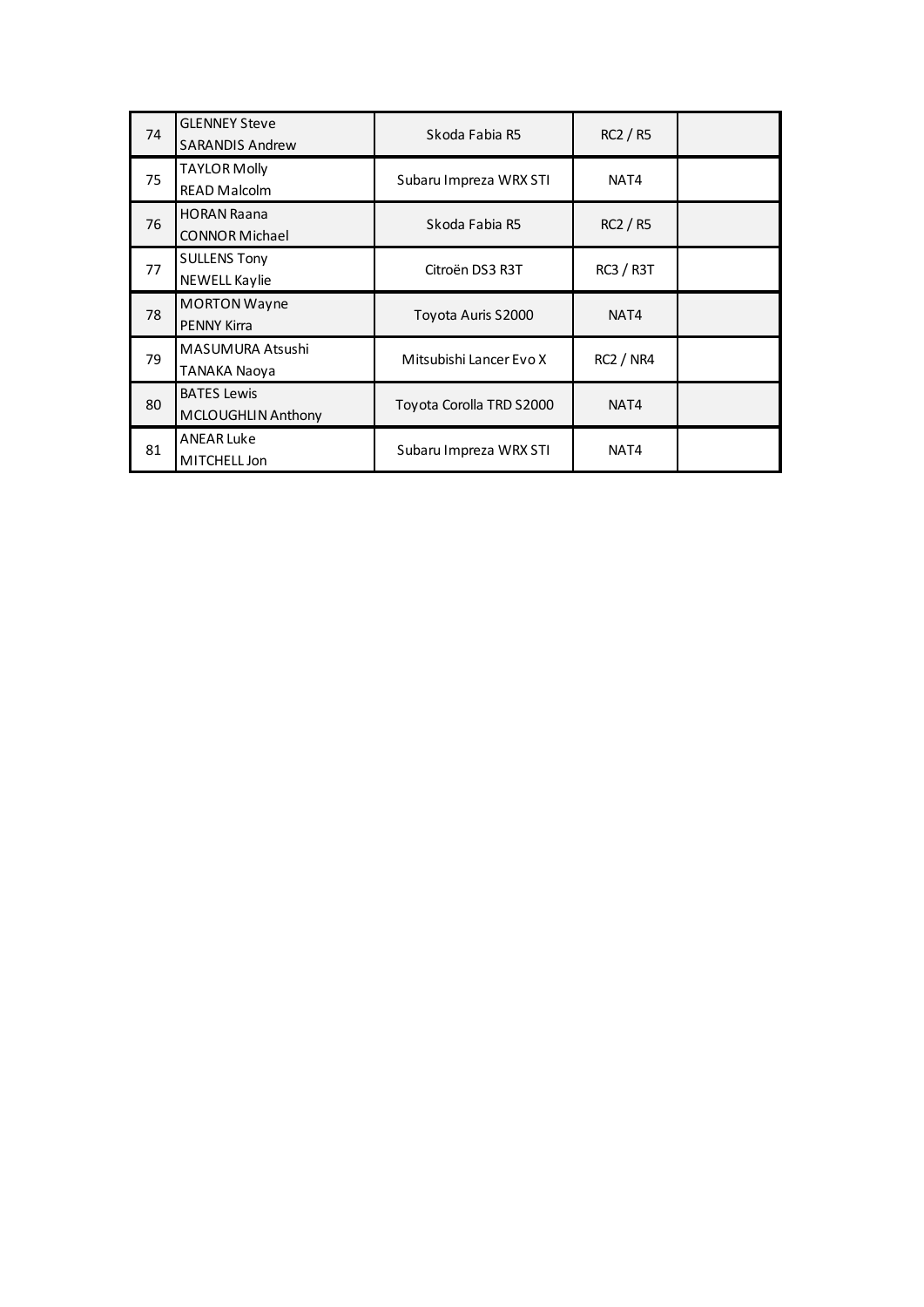| | | | | |
|---|---|---|---|---|
| 74 | GLENNEY Steve<br>SARANDIS Andrew | Skoda Fabia R5 | RC2 / R5 | |
| 75 | TAYLOR Molly<br>READ Malcolm | Subaru Impreza WRX STI | NAT4 | |
| 76 | HORAN Raana<br>CONNOR Michael | Skoda Fabia R5 | RC2 / R5 | |
| 77 | SULLENS Tony<br>NEWELL Kaylie | Citroën DS3 R3T | RC3 / R3T | |
| 78 | MORTON Wayne<br>PENNY Kirra | Toyota Auris S2000 | NAT4 | |
| 79 | MASUMURA Atsushi<br>TANAKA Naoya | Mitsubishi Lancer Evo X | RC2 / NR4 | |
| 80 | BATES Lewis<br>MCLOUGHLIN Anthony | Toyota Corolla TRD S2000 | NAT4 | |
| 81 | ANEAR Luke<br>MITCHELL Jon | Subaru Impreza WRX STI | NAT4 | |